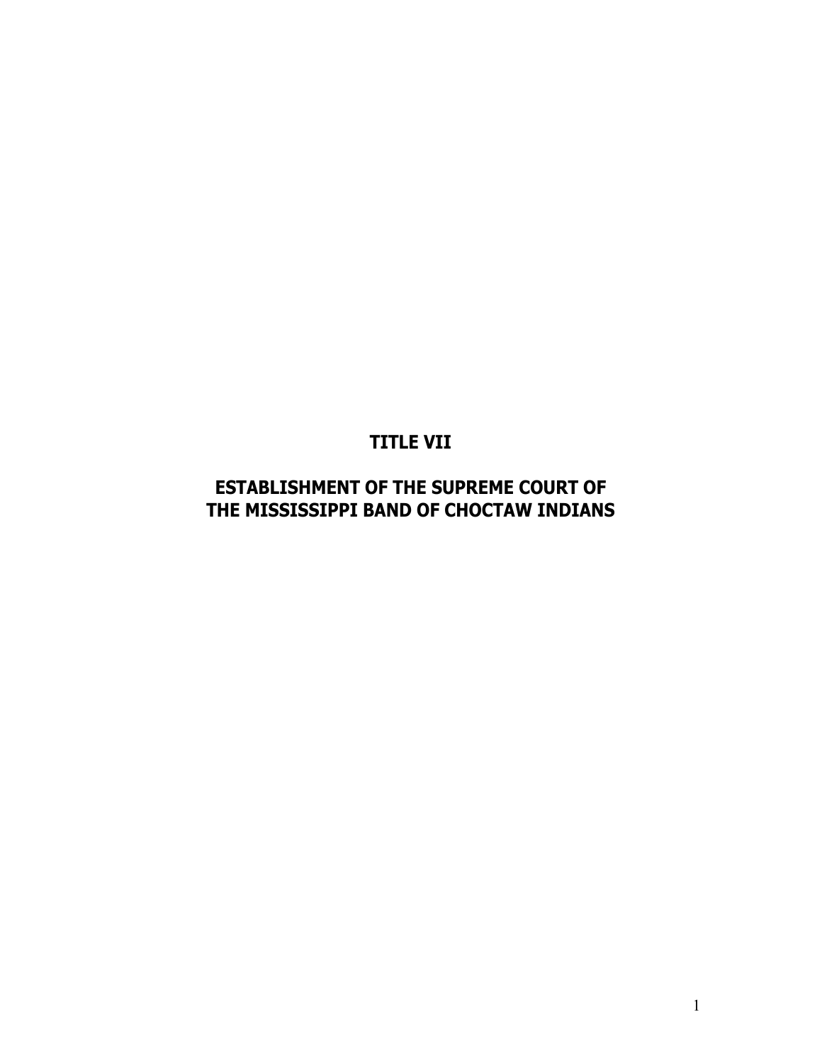# TITLE VII

# ESTABLISHMENT OF THE SUPREME COURT OF THE MISSISSIPPI BAND OF CHOCTAW INDIANS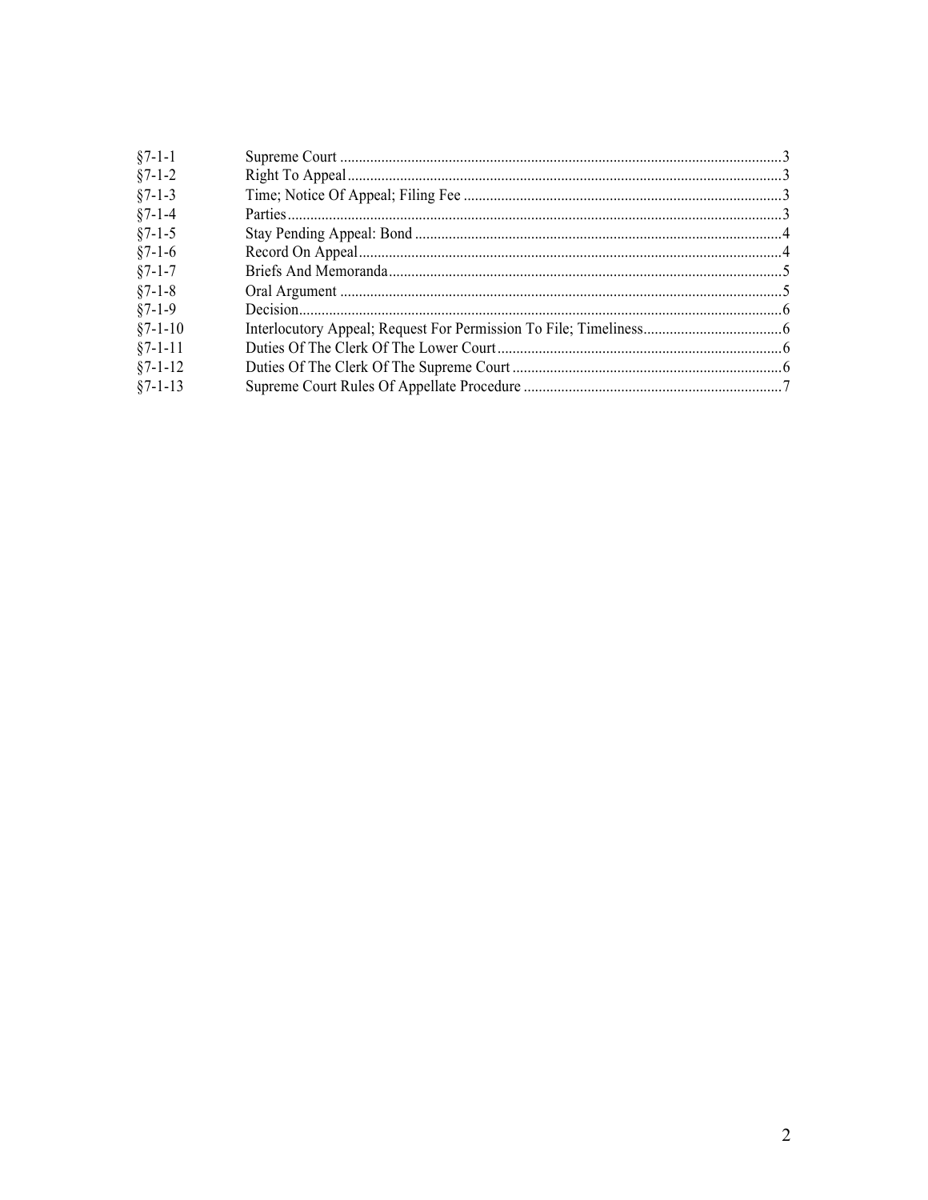| | | |
|---|---|---|
| §7-1-1 | Supreme Court | 3 |
| §7-1-2 | Right To Appeal | 3 |
| §7-1-3 | Time; Notice Of Appeal; Filing Fee | 3 |
| §7-1-4 | Parties | 3 |
| §7-1-5 | Stay Pending Appeal: Bond | 4 |
| §7-1-6 | Record On Appeal | 4 |
| §7-1-7 | Briefs And Memoranda | 5 |
| §7-1-8 | Oral Argument | 5 |
| §7-1-9 | Decision | 6 |
| §7-1-10 | Interlocutory Appeal; Request For Permission To File; Timeliness | 6 |
| §7-1-11 | Duties Of The Clerk Of The Lower Court | 6 |
| §7-1-12 | Duties Of The Clerk Of The Supreme Court | 6 |
| §7-1-13 | Supreme Court Rules Of Appellate Procedure | 7 |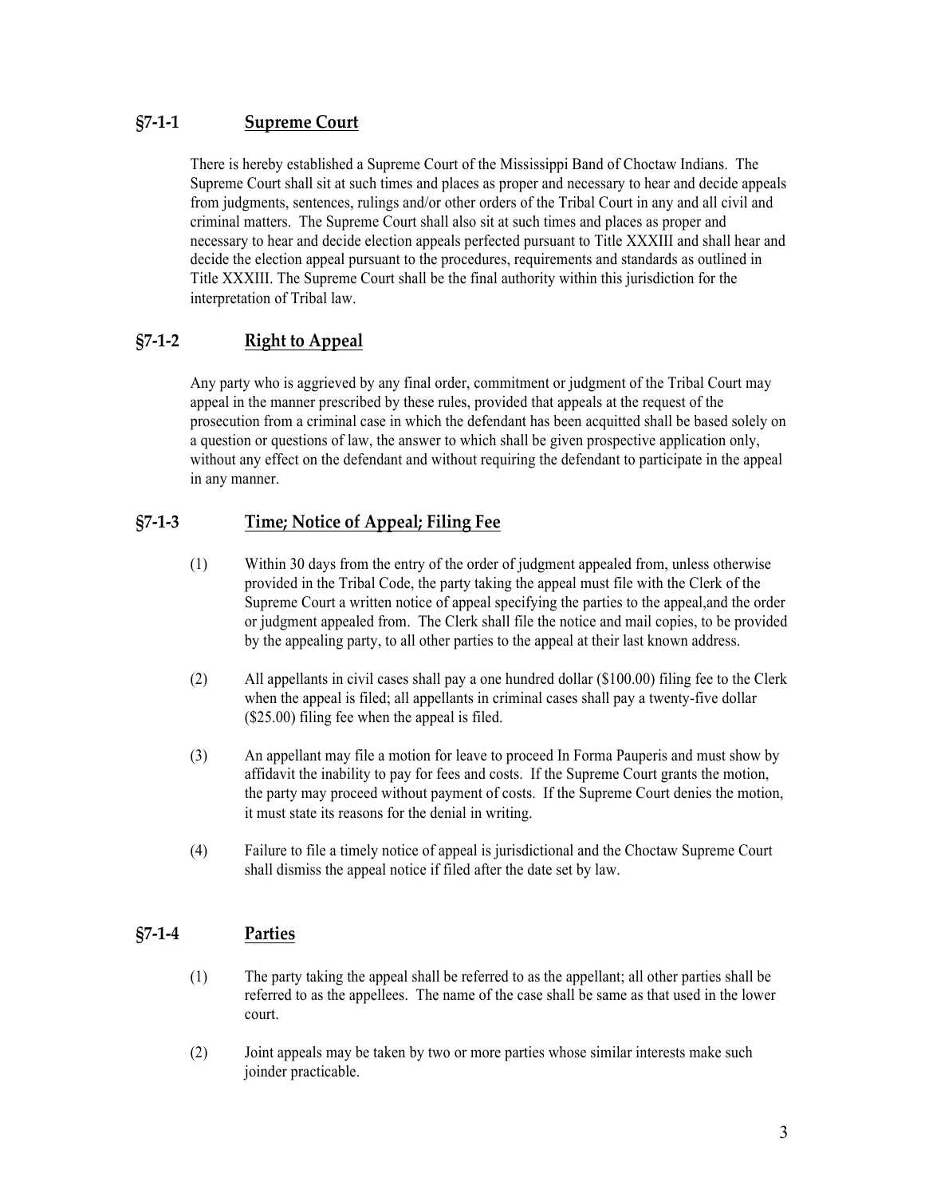## §7-1-1 Supreme Court

There is hereby established a Supreme Court of the Mississippi Band of Choctaw Indians. The Supreme Court shall sit at such times and places as proper and necessary to hear and decide appeals from judgments, sentences, rulings and/or other orders of the Tribal Court in any and all civil and criminal matters. The Supreme Court shall also sit at such times and places as proper and necessary to hear and decide election appeals perfected pursuant to Title XXXIII and shall hear and decide the election appeal pursuant to the procedures, requirements and standards as outlined in Title XXXIII. The Supreme Court shall be the final authority within this jurisdiction for the interpretation of Tribal law.

## §7-1-2 Right to Appeal

Any party who is aggrieved by any final order, commitment or judgment of the Tribal Court may appeal in the manner prescribed by these rules, provided that appeals at the request of the prosecution from a criminal case in which the defendant has been acquitted shall be based solely on a question or questions of law, the answer to which shall be given prospective application only, without any effect on the defendant and without requiring the defendant to participate in the appeal in any manner.

## §7-1-3 Time; Notice of Appeal; Filing Fee

(1) Within 30 days from the entry of the order of judgment appealed from, unless otherwise provided in the Tribal Code, the party taking the appeal must file with the Clerk of the Supreme Court a written notice of appeal specifying the parties to the appeal,and the order or judgment appealed from. The Clerk shall file the notice and mail copies, to be provided by the appealing party, to all other parties to the appeal at their last known address.

(2) All appellants in civil cases shall pay a one hundred dollar ($100.00) filing fee to the Clerk when the appeal is filed; all appellants in criminal cases shall pay a twenty-five dollar ($25.00) filing fee when the appeal is filed.

(3) An appellant may file a motion for leave to proceed In Forma Pauperis and must show by affidavit the inability to pay for fees and costs. If the Supreme Court grants the motion, the party may proceed without payment of costs. If the Supreme Court denies the motion, it must state its reasons for the denial in writing.

(4) Failure to file a timely notice of appeal is jurisdictional and the Choctaw Supreme Court shall dismiss the appeal notice if filed after the date set by law.

## §7-1-4 Parties

(1) The party taking the appeal shall be referred to as the appellant; all other parties shall be referred to as the appellees. The name of the case shall be same as that used in the lower court.

(2) Joint appeals may be taken by two or more parties whose similar interests make such joinder practicable.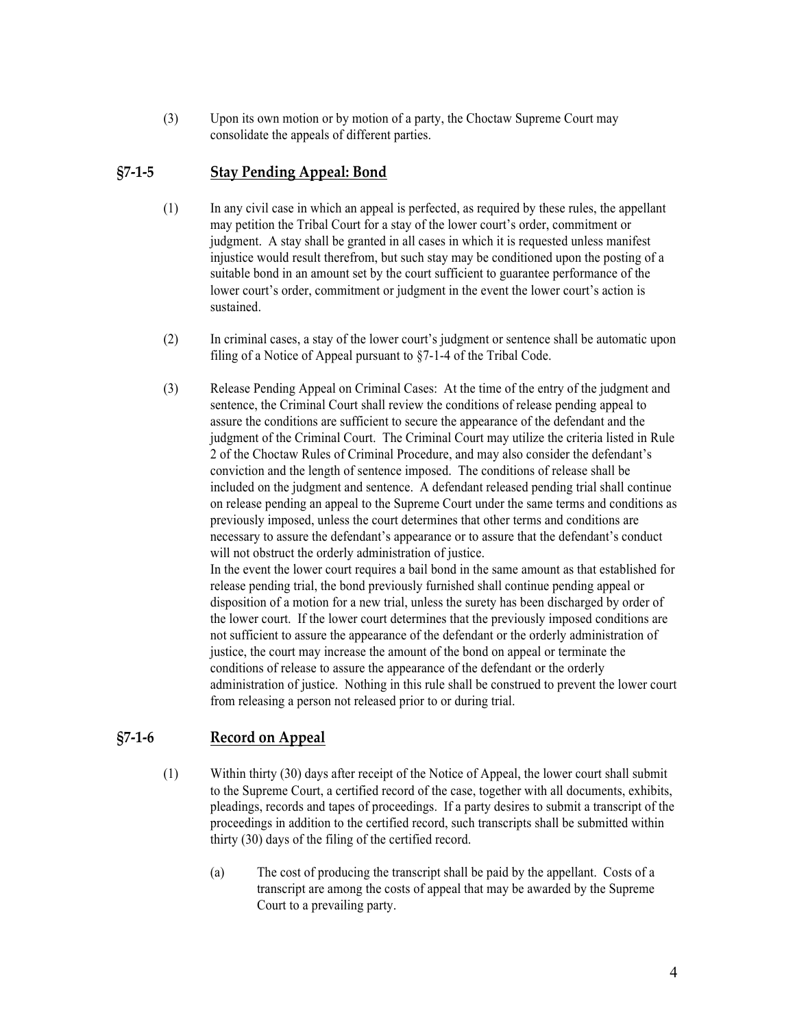(3) Upon its own motion or by motion of a party, the Choctaw Supreme Court may consolidate the appeals of different parties.

## §7-1-5 Stay Pending Appeal: Bond

(1) In any civil case in which an appeal is perfected, as required by these rules, the appellant may petition the Tribal Court for a stay of the lower court's order, commitment or judgment. A stay shall be granted in all cases in which it is requested unless manifest injustice would result therefrom, but such stay may be conditioned upon the posting of a suitable bond in an amount set by the court sufficient to guarantee performance of the lower court's order, commitment or judgment in the event the lower court's action is sustained.

(2) In criminal cases, a stay of the lower court's judgment or sentence shall be automatic upon filing of a Notice of Appeal pursuant to §7-1-4 of the Tribal Code.

(3) Release Pending Appeal on Criminal Cases: At the time of the entry of the judgment and sentence, the Criminal Court shall review the conditions of release pending appeal to assure the conditions are sufficient to secure the appearance of the defendant and the judgment of the Criminal Court. The Criminal Court may utilize the criteria listed in Rule 2 of the Choctaw Rules of Criminal Procedure, and may also consider the defendant's conviction and the length of sentence imposed. The conditions of release shall be included on the judgment and sentence. A defendant released pending trial shall continue on release pending an appeal to the Supreme Court under the same terms and conditions as previously imposed, unless the court determines that other terms and conditions are necessary to assure the defendant's appearance or to assure that the defendant's conduct will not obstruct the orderly administration of justice.
In the event the lower court requires a bail bond in the same amount as that established for release pending trial, the bond previously furnished shall continue pending appeal or disposition of a motion for a new trial, unless the surety has been discharged by order of the lower court. If the lower court determines that the previously imposed conditions are not sufficient to assure the appearance of the defendant or the orderly administration of justice, the court may increase the amount of the bond on appeal or terminate the conditions of release to assure the appearance of the defendant or the orderly administration of justice. Nothing in this rule shall be construed to prevent the lower court from releasing a person not released prior to or during trial.

## §7-1-6 Record on Appeal

(1) Within thirty (30) days after receipt of the Notice of Appeal, the lower court shall submit to the Supreme Court, a certified record of the case, together with all documents, exhibits, pleadings, records and tapes of proceedings. If a party desires to submit a transcript of the proceedings in addition to the certified record, such transcripts shall be submitted within thirty (30) days of the filing of the certified record.

(a) The cost of producing the transcript shall be paid by the appellant. Costs of a transcript are among the costs of appeal that may be awarded by the Supreme Court to a prevailing party.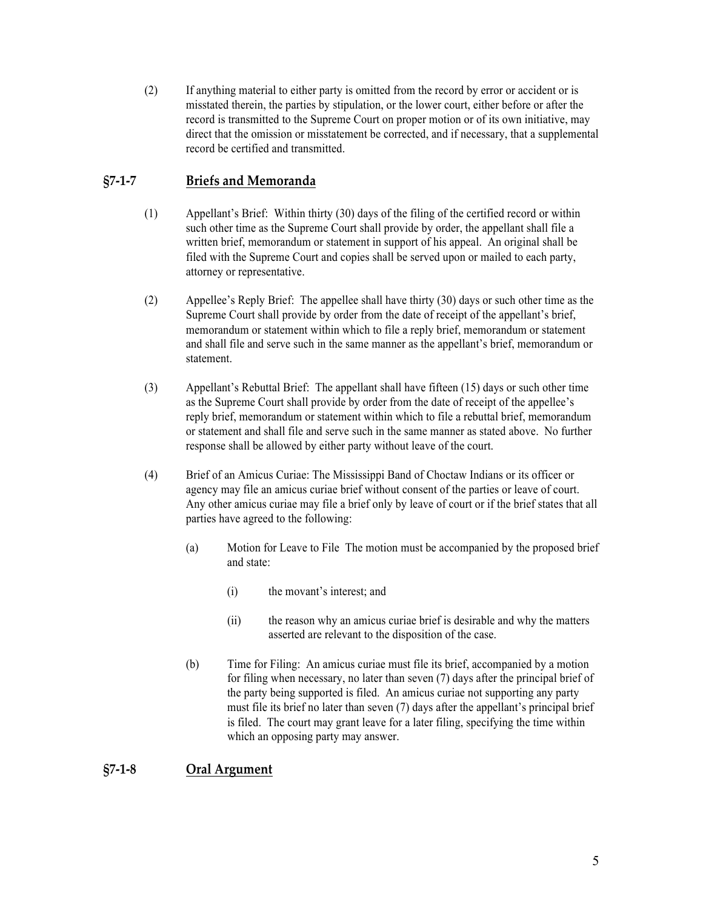(2) If anything material to either party is omitted from the record by error or accident or is misstated therein, the parties by stipulation, or the lower court, either before or after the record is transmitted to the Supreme Court on proper motion or of its own initiative, may direct that the omission or misstatement be corrected, and if necessary, that a supplemental record be certified and transmitted.

## §7-1-7 Briefs and Memoranda

(1) Appellant's Brief: Within thirty (30) days of the filing of the certified record or within such other time as the Supreme Court shall provide by order, the appellant shall file a written brief, memorandum or statement in support of his appeal. An original shall be filed with the Supreme Court and copies shall be served upon or mailed to each party, attorney or representative.

(2) Appellee's Reply Brief: The appellee shall have thirty (30) days or such other time as the Supreme Court shall provide by order from the date of receipt of the appellant's brief, memorandum or statement within which to file a reply brief, memorandum or statement and shall file and serve such in the same manner as the appellant's brief, memorandum or statement.

(3) Appellant's Rebuttal Brief: The appellant shall have fifteen (15) days or such other time as the Supreme Court shall provide by order from the date of receipt of the appellee's reply brief, memorandum or statement within which to file a rebuttal brief, memorandum or statement and shall file and serve such in the same manner as stated above. No further response shall be allowed by either party without leave of the court.

(4) Brief of an Amicus Curiae: The Mississippi Band of Choctaw Indians or its officer or agency may file an amicus curiae brief without consent of the parties or leave of court. Any other amicus curiae may file a brief only by leave of court or if the brief states that all parties have agreed to the following:

(a) Motion for Leave to File The motion must be accompanied by the proposed brief and state:

(i) the movant's interest; and

(ii) the reason why an amicus curiae brief is desirable and why the matters asserted are relevant to the disposition of the case.

(b) Time for Filing: An amicus curiae must file its brief, accompanied by a motion for filing when necessary, no later than seven (7) days after the principal brief of the party being supported is filed. An amicus curiae not supporting any party must file its brief no later than seven (7) days after the appellant's principal brief is filed. The court may grant leave for a later filing, specifying the time within which an opposing party may answer.

## §7-1-8 Oral Argument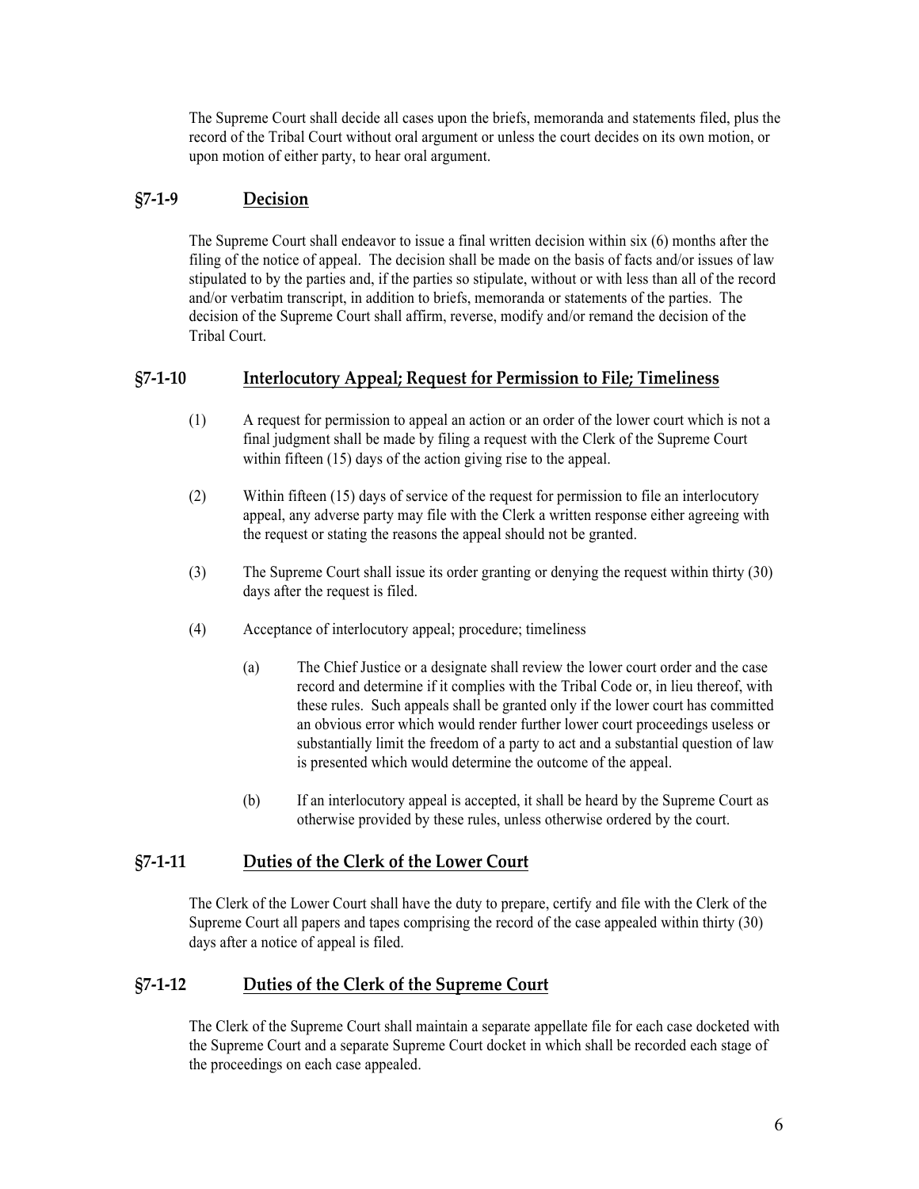The Supreme Court shall decide all cases upon the briefs, memoranda and statements filed, plus the record of the Tribal Court without oral argument or unless the court decides on its own motion, or upon motion of either party, to hear oral argument.

## §7-1-9 Decision

The Supreme Court shall endeavor to issue a final written decision within six (6) months after the filing of the notice of appeal. The decision shall be made on the basis of facts and/or issues of law stipulated to by the parties and, if the parties so stipulate, without or with less than all of the record and/or verbatim transcript, in addition to briefs, memoranda or statements of the parties. The decision of the Supreme Court shall affirm, reverse, modify and/or remand the decision of the Tribal Court.

## §7-1-10 Interlocutory Appeal; Request for Permission to File; Timeliness

(1) A request for permission to appeal an action or an order of the lower court which is not a final judgment shall be made by filing a request with the Clerk of the Supreme Court within fifteen (15) days of the action giving rise to the appeal.

(2) Within fifteen (15) days of service of the request for permission to file an interlocutory appeal, any adverse party may file with the Clerk a written response either agreeing with the request or stating the reasons the appeal should not be granted.

(3) The Supreme Court shall issue its order granting or denying the request within thirty (30) days after the request is filed.

(4) Acceptance of interlocutory appeal; procedure; timeliness

(a) The Chief Justice or a designate shall review the lower court order and the case record and determine if it complies with the Tribal Code or, in lieu thereof, with these rules. Such appeals shall be granted only if the lower court has committed an obvious error which would render further lower court proceedings useless or substantially limit the freedom of a party to act and a substantial question of law is presented which would determine the outcome of the appeal.

(b) If an interlocutory appeal is accepted, it shall be heard by the Supreme Court as otherwise provided by these rules, unless otherwise ordered by the court.

## §7-1-11 Duties of the Clerk of the Lower Court

The Clerk of the Lower Court shall have the duty to prepare, certify and file with the Clerk of the Supreme Court all papers and tapes comprising the record of the case appealed within thirty (30) days after a notice of appeal is filed.

## §7-1-12 Duties of the Clerk of the Supreme Court

The Clerk of the Supreme Court shall maintain a separate appellate file for each case docketed with the Supreme Court and a separate Supreme Court docket in which shall be recorded each stage of the proceedings on each case appealed.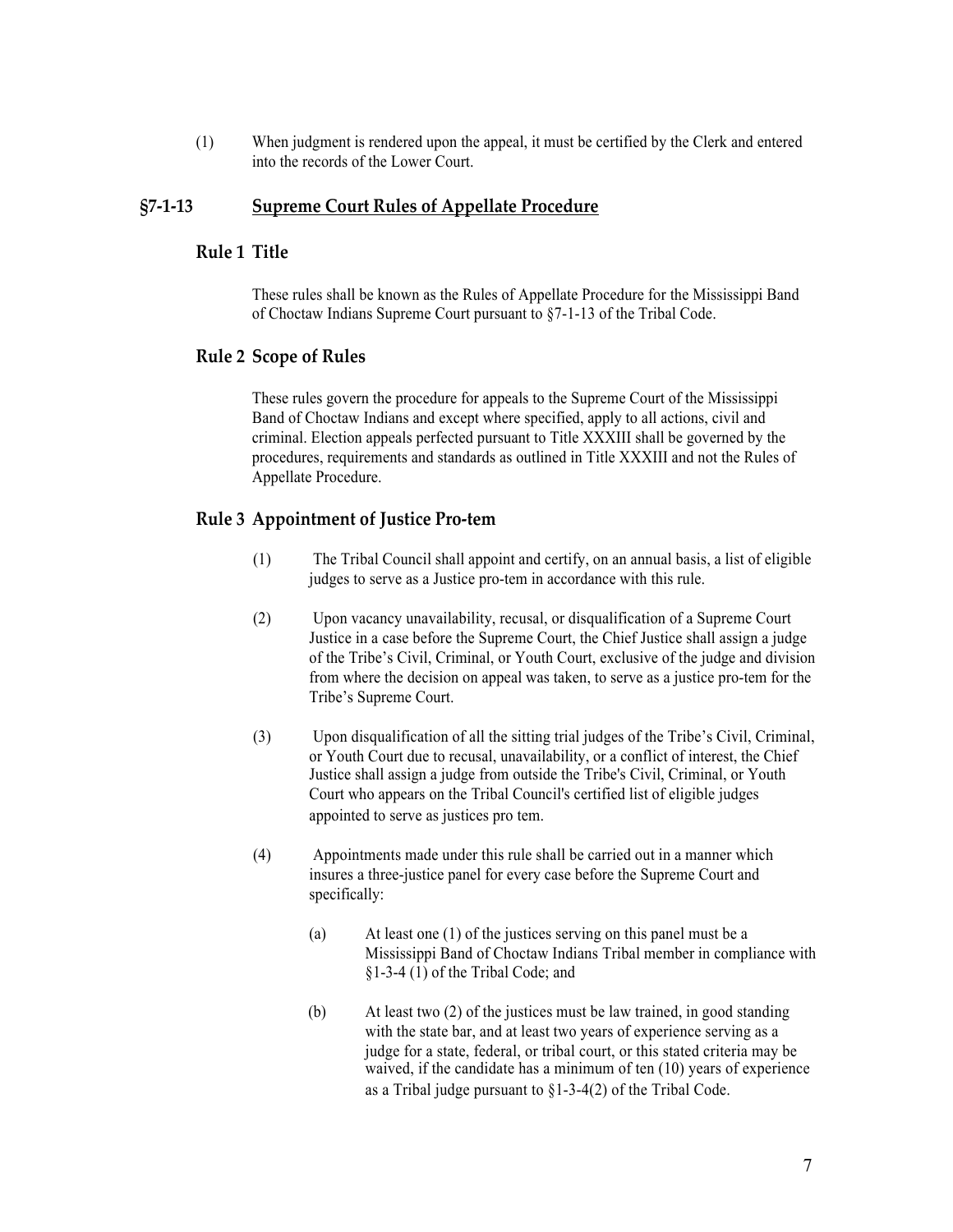(1) When judgment is rendered upon the appeal, it must be certified by the Clerk and entered into the records of the Lower Court.

## §7-1-13 Supreme Court Rules of Appellate Procedure

### Rule 1 Title

These rules shall be known as the Rules of Appellate Procedure for the Mississippi Band of Choctaw Indians Supreme Court pursuant to §7-1-13 of the Tribal Code.

### Rule 2 Scope of Rules

These rules govern the procedure for appeals to the Supreme Court of the Mississippi Band of Choctaw Indians and except where specified, apply to all actions, civil and criminal. Election appeals perfected pursuant to Title XXXIII shall be governed by the procedures, requirements and standards as outlined in Title XXXIII and not the Rules of Appellate Procedure.

### Rule 3 Appointment of Justice Pro-tem

(1) The Tribal Council shall appoint and certify, on an annual basis, a list of eligible judges to serve as a Justice pro-tem in accordance with this rule.

(2) Upon vacancy unavailability, recusal, or disqualification of a Supreme Court Justice in a case before the Supreme Court, the Chief Justice shall assign a judge of the Tribe's Civil, Criminal, or Youth Court, exclusive of the judge and division from where the decision on appeal was taken, to serve as a justice pro-tem for the Tribe's Supreme Court.

(3) Upon disqualification of all the sitting trial judges of the Tribe's Civil, Criminal, or Youth Court due to recusal, unavailability, or a conflict of interest, the Chief Justice shall assign a judge from outside the Tribe's Civil, Criminal, or Youth Court who appears on the Tribal Council's certified list of eligible judges appointed to serve as justices pro tem.

(4) Appointments made under this rule shall be carried out in a manner which insures a three-justice panel for every case before the Supreme Court and specifically:

(a) At least one (1) of the justices serving on this panel must be a Mississippi Band of Choctaw Indians Tribal member in compliance with §1-3-4 (1) of the Tribal Code; and

(b) At least two (2) of the justices must be law trained, in good standing with the state bar, and at least two years of experience serving as a judge for a state, federal, or tribal court, or this stated criteria may be waived, if the candidate has a minimum of ten (10) years of experience as a Tribal judge pursuant to §1-3-4(2) of the Tribal Code.